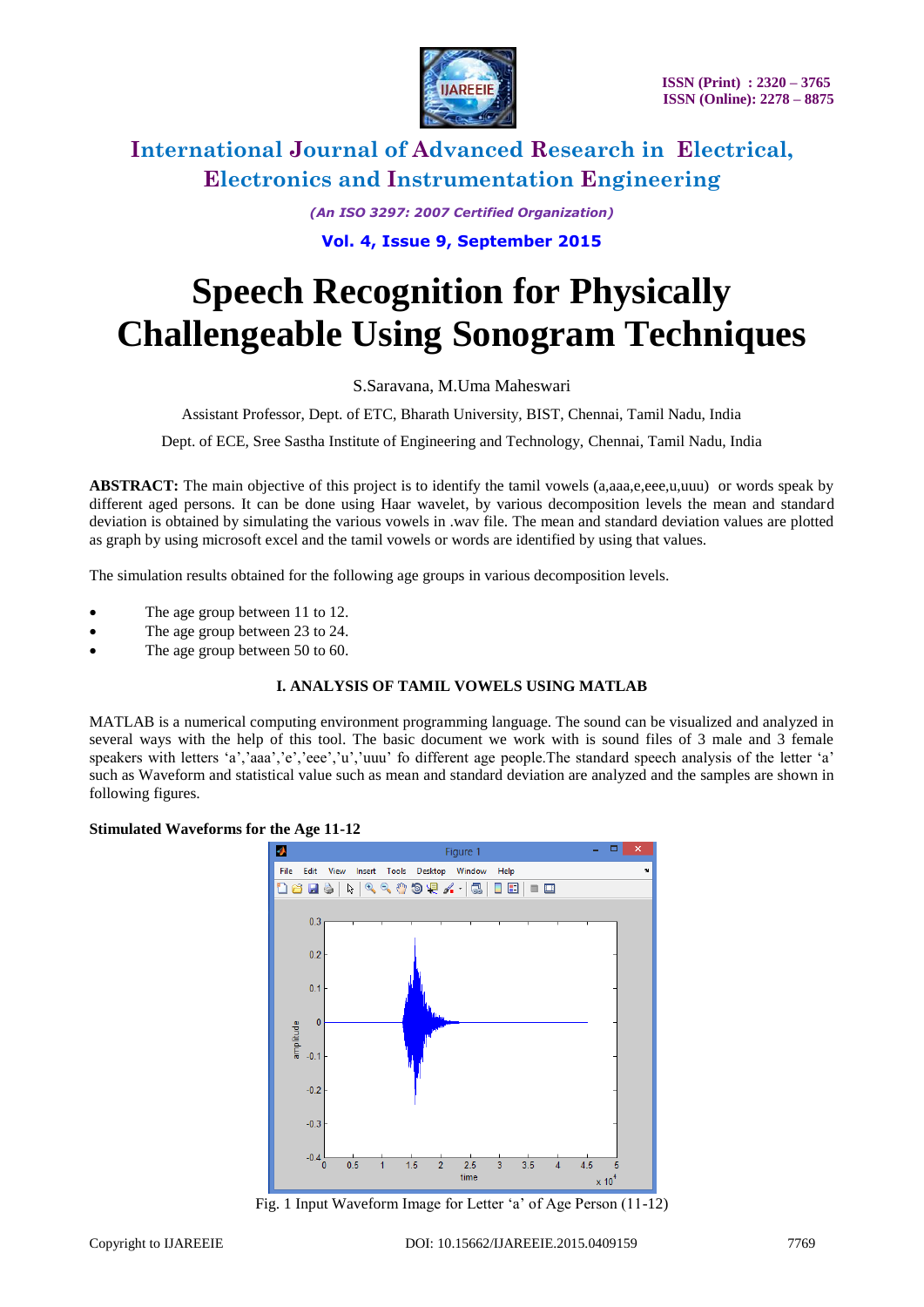# Speech Recognition for Physically Challengeable Using Sonogram Techniques

S.Saravana, M.Uma Maheswari

Assistant Professor, Dept. of ETC, Bharath University, BIST, Chennai, Tamil Nadu, India

Dept. of ECE, Sree Sastha Institute of Engineering and Technology, Chennai, Tamil Nadu, India

**ABSTRACT:** The main objective of this project is to identify the tamil vowels (a,aaa,e,eee,u,uuu) or words speak by different aged persons. It can be done using Haar wavelet, by various decomposition levels the mean and standard deviation is obtained by simulating the various vowels in .wav file. The mean and standard deviation values are plotted as graph by using microsoft excel and the tamil vowels or words are identified by using that values.

The simulation results obtained for the following age groups in various decomposition levels.

- The age group between 11 to 12.
- The age group between 23 to 24.
- The age group between 50 to 60.

## I. ANALYSIS OF TAMIL VOWELS USING MATLAB

MATLAB is a numerical computing environment programming language. The sound can be visualized and analyzed in several ways with the help of this tool. The basic document we work with is sound files of 3 male and 3 female speakers with letters 'a','aaa','e','eee','u','uuu' fo different age people.The standard speech analysis of the letter 'a' such as Waveform and statistical value such as mean and standard deviation are analyzed and the samples are shown in following figures.

**Stimulated Waveforms for the Age 11-12**

Fig. 1 Input Waveform Image for Letter 'a' of Age Person (11-12)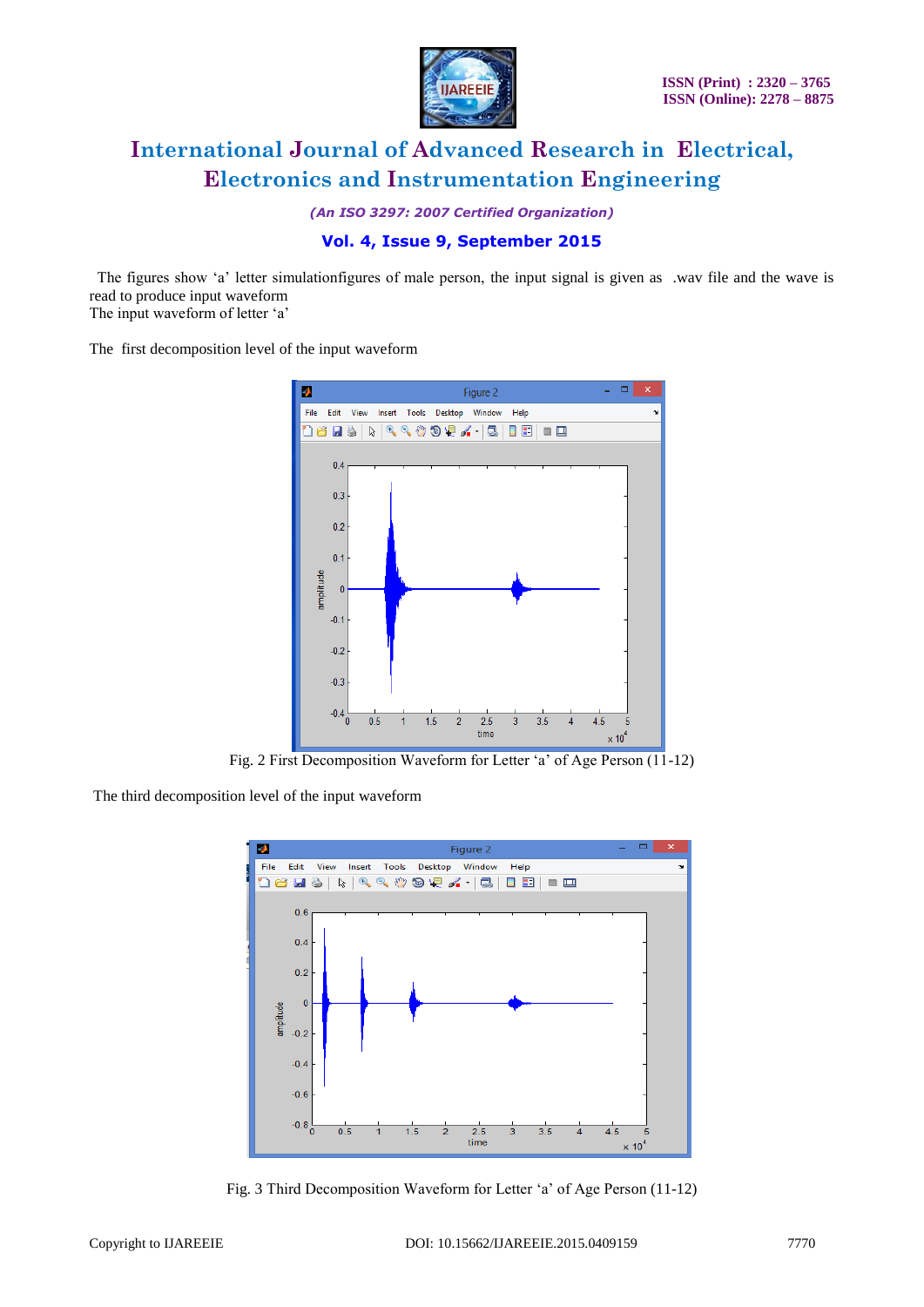The figures show 'a' letter simulationfigures of male person, the input signal is given as .wav file and the wave is read to produce input waveform
The input waveform of letter 'a'

The first decomposition level of the input waveform

Fig. 2 First Decomposition Waveform for Letter 'a' of Age Person (11-12)

The third decomposition level of the input waveform

Fig. 3 Third Decomposition Waveform for Letter 'a' of Age Person (11-12)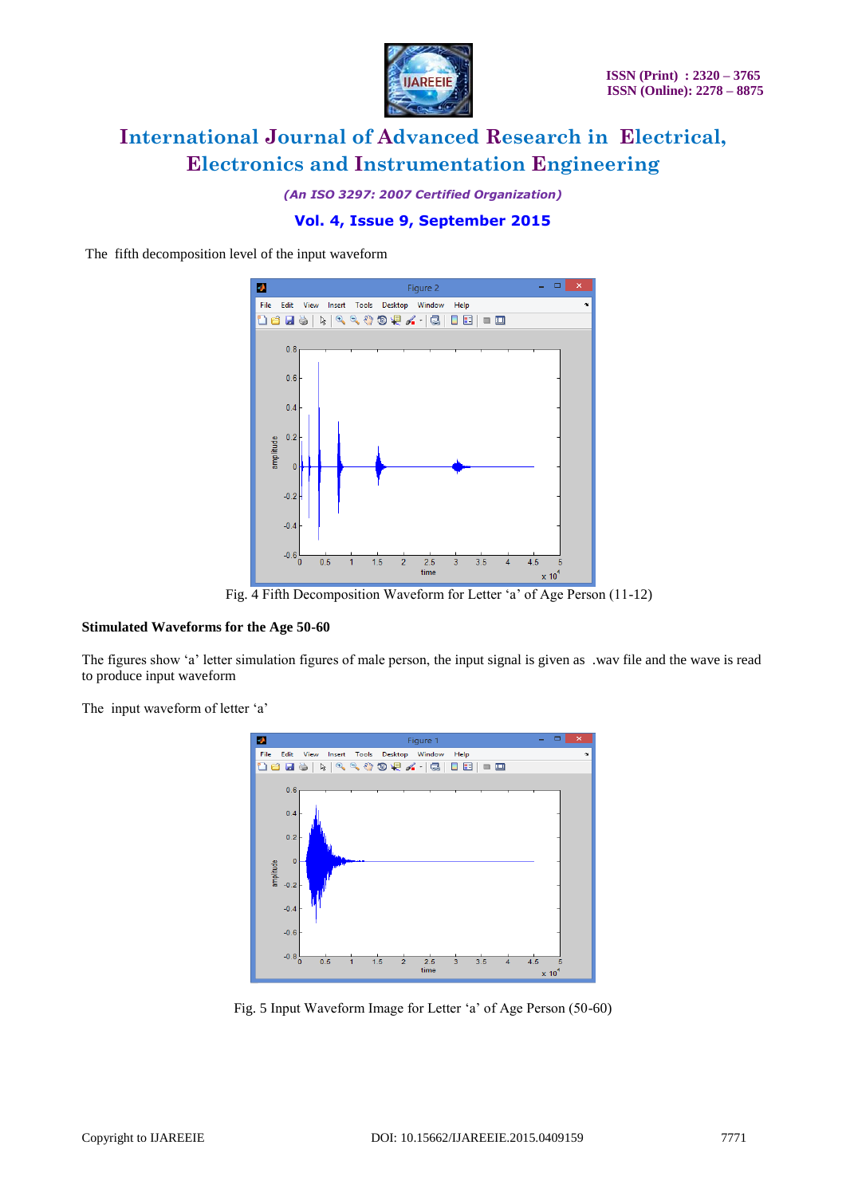The fifth decomposition level of the input waveform

Fig. 4 Fifth Decomposition Waveform for Letter 'a' of Age Person (11-12)

**Stimulated Waveforms for the Age 50-60**

The figures show 'a' letter simulation figures of male person, the input signal is given as .wav file and the wave is read to produce input waveform

The input waveform of letter 'a'

Fig. 5 Input Waveform Image for Letter 'a' of Age Person (50-60)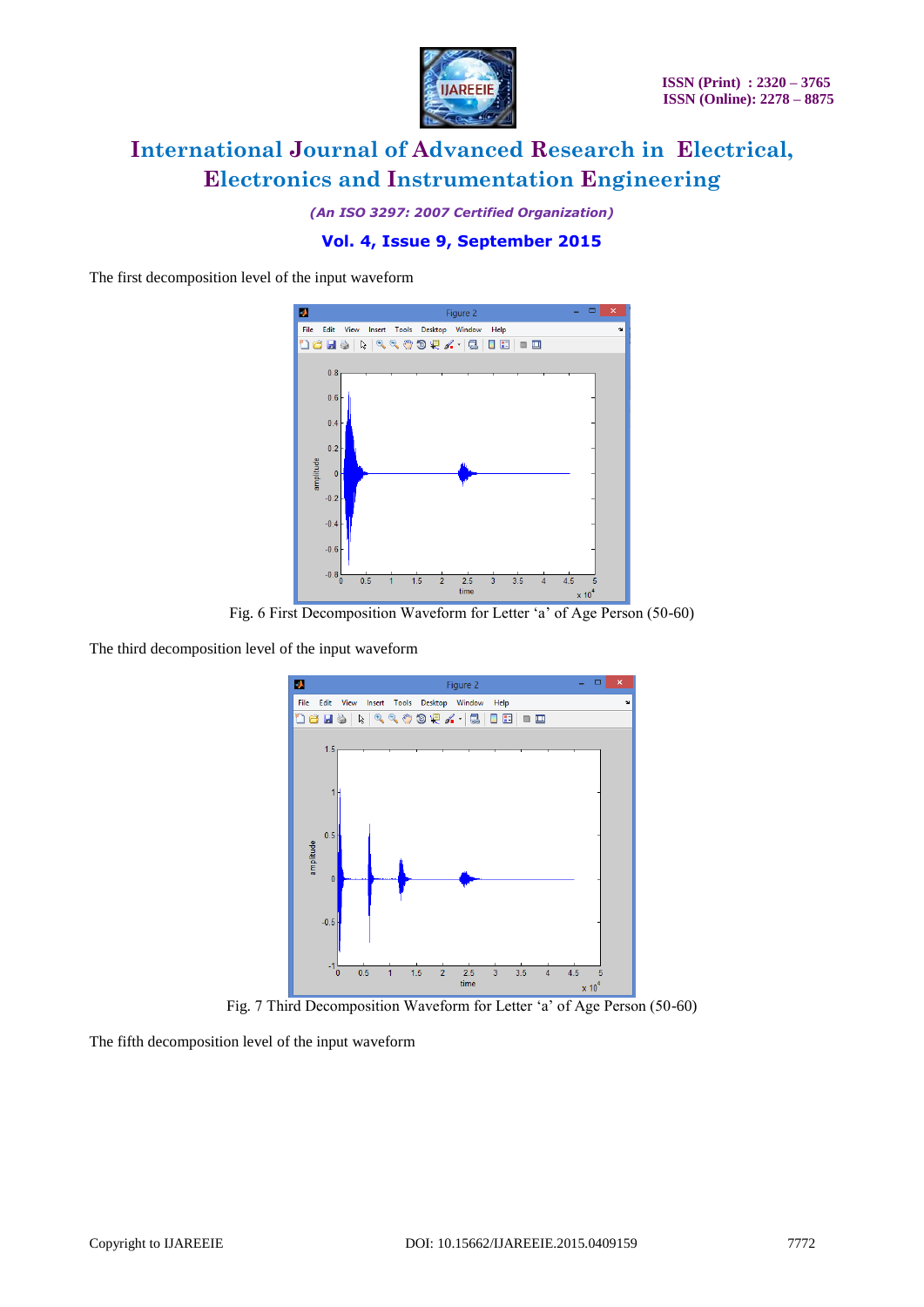The first decomposition level of the input waveform

Fig. 6 First Decomposition Waveform for Letter ‘a’ of Age Person (50-60)

The third decomposition level of the input waveform

Fig. 7 Third Decomposition Waveform for Letter ‘a’ of Age Person (50-60)

The fifth decomposition level of the input waveform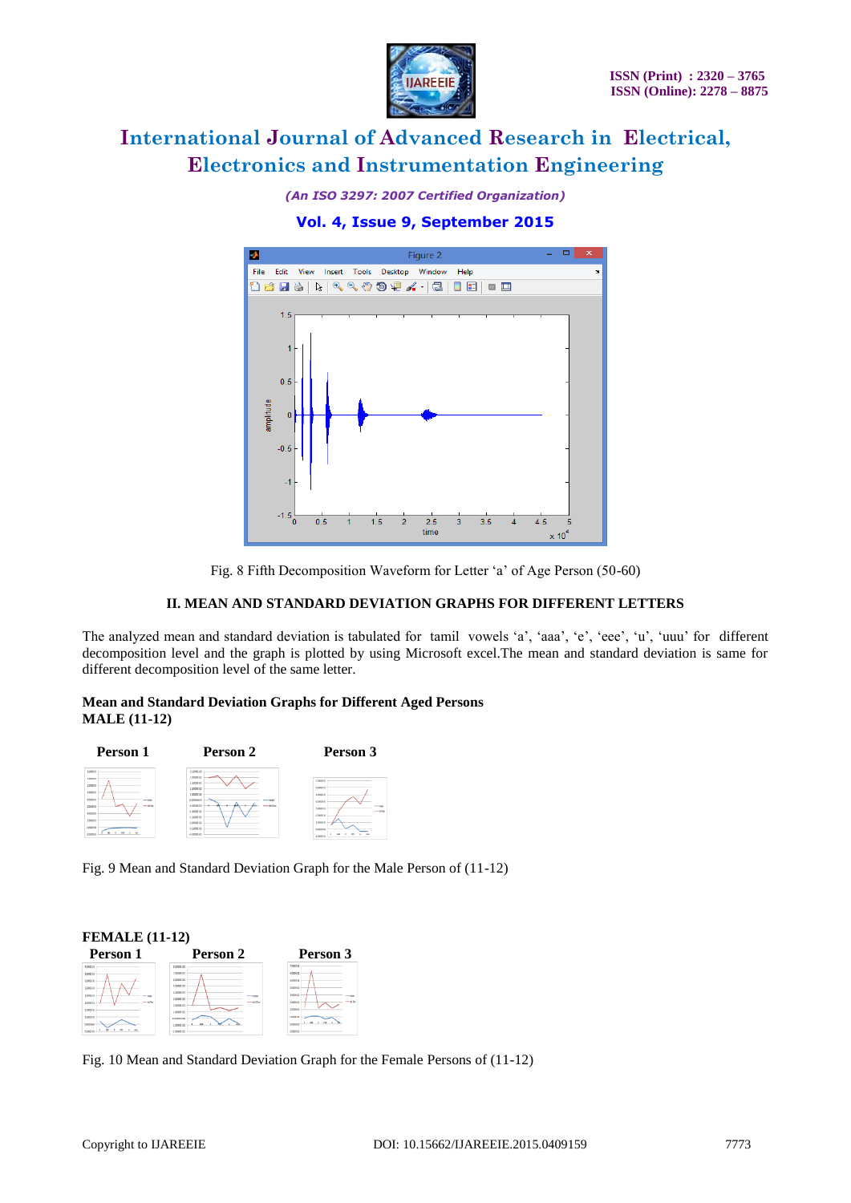Fig. 8 Fifth Decomposition Waveform for Letter ‘a’ of Age Person (50-60)

## II. MEAN AND STANDARD DEVIATION GRAPHS FOR DIFFERENT LETTERS

The analyzed mean and standard deviation is tabulated for tamil vowels ‘a’, ‘aaa’, ‘e’, ‘eee’, ‘u’, ‘uuu’ for different decomposition level and the graph is plotted by using Microsoft excel.The mean and standard deviation is same for different decomposition level of the same letter.

**Mean and Standard Deviation Graphs for Different Aged Persons**
**MALE (11-12)**

**Person 1** **Person 2** **Person 3**

Fig. 9 Mean and Standard Deviation Graph for the Male Person of (11-12)

**FEMALE (11-12)**

**Person 1** **Person 2** **Person 3**

Fig. 10 Mean and Standard Deviation Graph for the Female Persons of (11-12)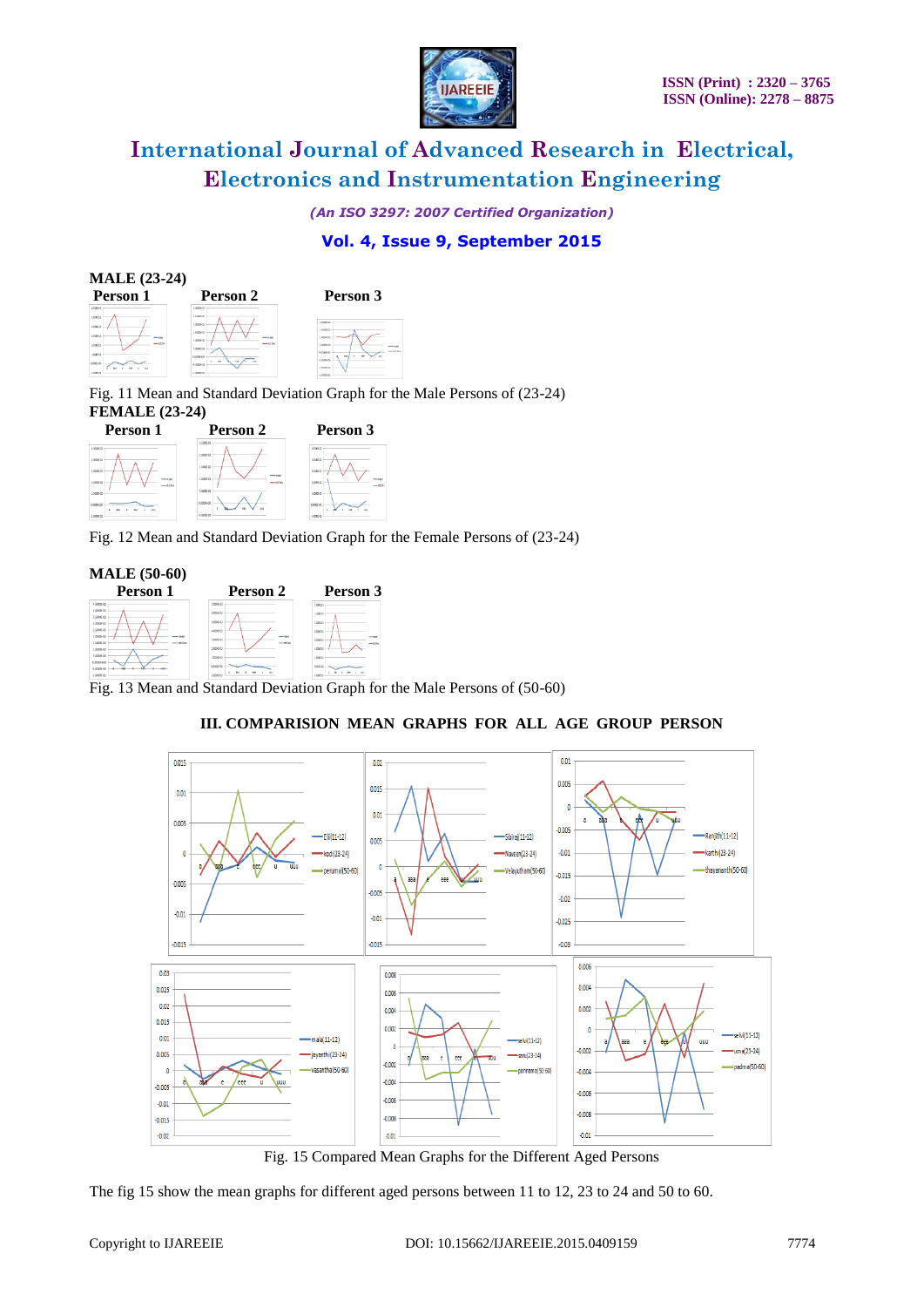**MALE (23-24)**

**Person 1** **Person 2** **Person 3**

Fig. 11 Mean and Standard Deviation Graph for the Male Persons of (23-24)

**FEMALE (23-24)**

**Person 1** **Person 2** **Person 3**

Fig. 12 Mean and Standard Deviation Graph for the Female Persons of (23-24)

**MALE (50-60)**

**Person 1** **Person 2** **Person 3**

Fig. 13 Mean and Standard Deviation Graph for the Male Persons of (50-60)

## III. COMPARISION MEAN GRAPHS FOR ALL AGE GROUP PERSON

Fig. 15 Compared Mean Graphs for the Different Aged Persons

The fig 15 show the mean graphs for different aged persons between 11 to 12, 23 to 24 and 50 to 60.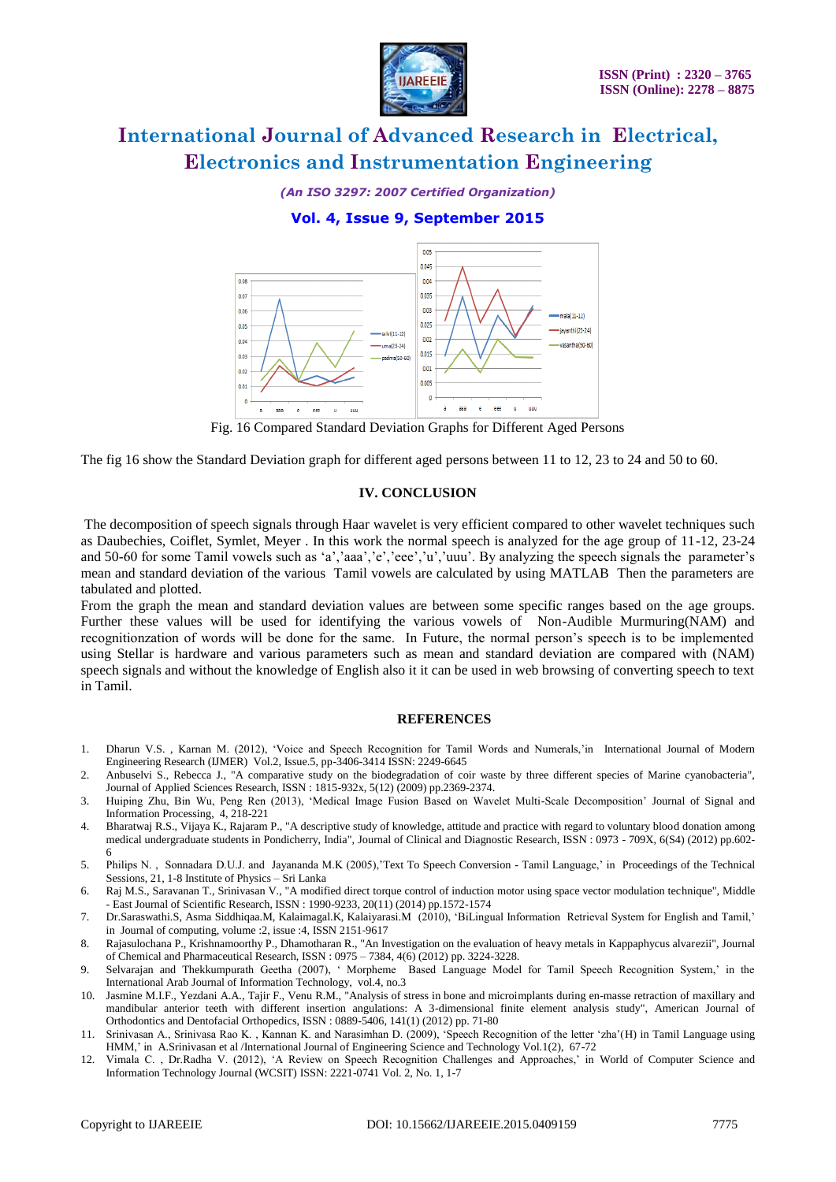Fig. 16 Compared Standard Deviation Graphs for Different Aged Persons

The fig 16 show the Standard Deviation graph for different aged persons between 11 to 12, 23 to 24 and 50 to 60.

## IV. CONCLUSION

The decomposition of speech signals through Haar wavelet is very efficient compared to other wavelet techniques such as Daubechies, Coiflet, Symlet, Meyer . In this work the normal speech is analyzed for the age group of 11-12, 23-24 and 50-60 for some Tamil vowels such as 'a','aaa','e','eee','u','uuu'. By analyzing the speech signals the parameter's mean and standard deviation of the various Tamil vowels are calculated by using MATLAB Then the parameters are tabulated and plotted.

From the graph the mean and standard deviation values are between some specific ranges based on the age groups. Further these values will be used for identifying the various vowels of Non-Audible Murmuring(NAM) and recognitionzation of words will be done for the same. In Future, the normal person's speech is to be implemented using Stellar is hardware and various parameters such as mean and standard deviation are compared with (NAM) speech signals and without the knowledge of English also it it can be used in web browsing of converting speech to text in Tamil.

## REFERENCES

1. Dharun V.S. , Karnan M. (2012), 'Voice and Speech Recognition for Tamil Words and Numerals,'in International Journal of Modern Engineering Research (IJMER) Vol.2, Issue.5, pp-3406-3414 ISSN: 2249-6645
2. Anbuselvi S., Rebecca J., "A comparative study on the biodegradation of coir waste by three different species of Marine cyanobacteria", Journal of Applied Sciences Research, ISSN : 1815-932x, 5(12) (2009) pp.2369-2374.
3. Huiping Zhu, Bin Wu, Peng Ren (2013), 'Medical Image Fusion Based on Wavelet Multi-Scale Decomposition' Journal of Signal and Information Processing, 4, 218-221
4. Bharatwaj R.S., Vijaya K., Rajaram P., "A descriptive study of knowledge, attitude and practice with regard to voluntary blood donation among medical undergraduate students in Pondicherry, India", Journal of Clinical and Diagnostic Research, ISSN : 0973 - 709X, 6(S4) (2012) pp.602-6
5. Philips N. , Sonnadara D.U.J. and Jayananda M.K (2005),'Text To Speech Conversion - Tamil Language,' in Proceedings of the Technical Sessions, 21, 1-8 Institute of Physics – Sri Lanka
6. Raj M.S., Saravanan T., Srinivasan V., "A modified direct torque control of induction motor using space vector modulation technique", Middle - East Journal of Scientific Research, ISSN : 1990-9233, 20(11) (2014) pp.1572-1574
7. Dr.Saraswathi.S, Asma Siddhiqaa.M, Kalaimagal.K, Kalaiyarasi.M (2010), 'BiLingual Information Retrieval System for English and Tamil,' in Journal of computing, volume :2, issue :4, ISSN 2151-9617
8. Rajasulochana P., Krishnamoorthy P., Dhamotharan R., "An Investigation on the evaluation of heavy metals in Kappaphycus alvarezii", Journal of Chemical and Pharmaceutical Research, ISSN : 0975 – 7384, 4(6) (2012) pp. 3224-3228.
9. Selvarajan and Thekkumpurath Geetha (2007), ' Morpheme Based Language Model for Tamil Speech Recognition System,' in the International Arab Journal of Information Technology, vol.4, no.3
10. Jasmine M.I.F., Yezdani A.A., Tajir F., Venu R.M., "Analysis of stress in bone and microimplants during en-masse retraction of maxillary and mandibular anterior teeth with different insertion angulations: A 3-dimensional finite element analysis study", American Journal of Orthodontics and Dentofacial Orthopedics, ISSN : 0889-5406, 141(1) (2012) pp. 71-80
11. Srinivasan A., Srinivasa Rao K. , Kannan K. and Narasimhan D. (2009), 'Speech Recognition of the letter 'zha'(H) in Tamil Language using HMM,' in A.Srinivasan et al /International Journal of Engineering Science and Technology Vol.1(2), 67-72
12. Vimala C. , Dr.Radha V. (2012), 'A Review on Speech Recognition Challenges and Approaches,' in World of Computer Science and Information Technology Journal (WCSIT) ISSN: 2221-0741 Vol. 2, No. 1, 1-7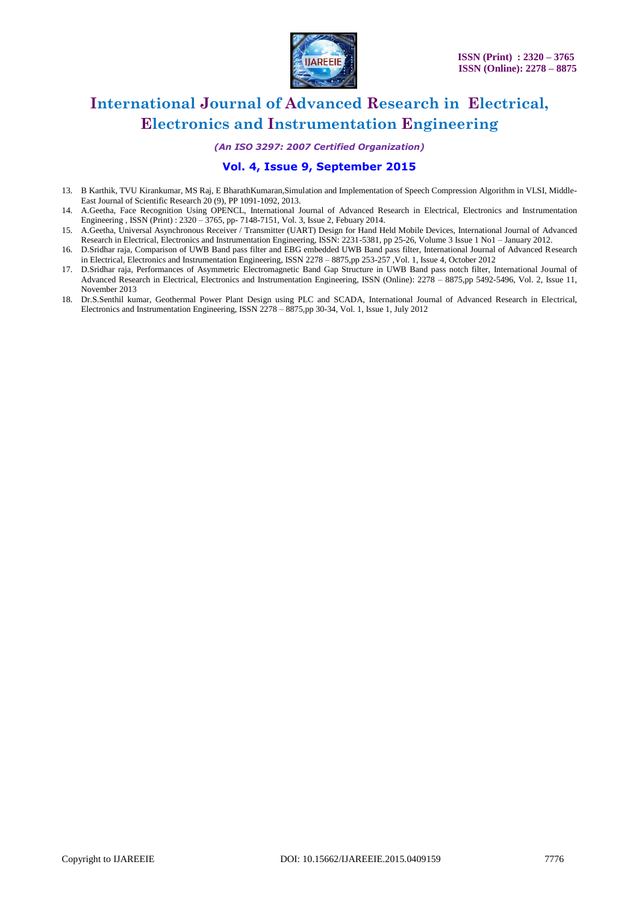13. B Karthik, TVU Kirankumar, MS Raj, E BharathKumaran,Simulation and Implementation of Speech Compression Algorithm in VLSI, Middle-East Journal of Scientific Research 20 (9), PP 1091-1092, 2013.
14. A.Geetha, Face Recognition Using OPENCL, International Journal of Advanced Research in Electrical, Electronics and Instrumentation Engineering , ISSN (Print) : 2320 – 3765, pp- 7148-7151, Vol. 3, Issue 2, Febuary 2014.
15. A.Geetha, Universal Asynchronous Receiver / Transmitter (UART) Design for Hand Held Mobile Devices, International Journal of Advanced Research in Electrical, Electronics and Instrumentation Engineering, ISSN: 2231-5381, pp 25-26, Volume 3 Issue 1 No1 – January 2012.
16. D.Sridhar raja, Comparison of UWB Band pass filter and EBG embedded UWB Band pass filter, International Journal of Advanced Research in Electrical, Electronics and Instrumentation Engineering, ISSN 2278 – 8875,pp 253-257 ,Vol. 1, Issue 4, October 2012
17. D.Sridhar raja, Performances of Asymmetric Electromagnetic Band Gap Structure in UWB Band pass notch filter, International Journal of Advanced Research in Electrical, Electronics and Instrumentation Engineering, ISSN (Online): 2278 – 8875,pp 5492-5496, Vol. 2, Issue 11, November 2013
18. Dr.S.Senthil kumar, Geothermal Power Plant Design using PLC and SCADA, International Journal of Advanced Research in Electrical, Electronics and Instrumentation Engineering, ISSN 2278 – 8875,pp 30-34, Vol. 1, Issue 1, July 2012